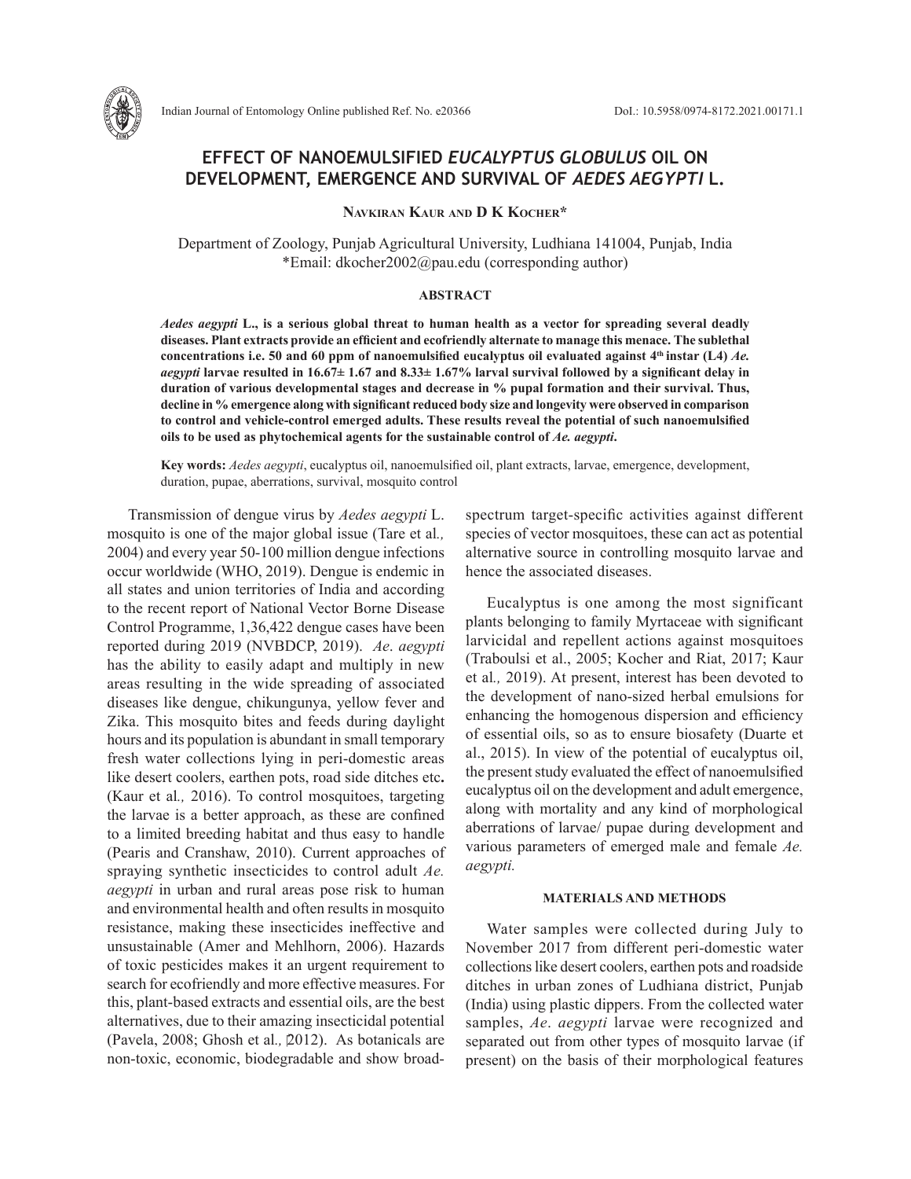# EFFECT OF NANOEMULSIFIED *EUCALYPTUS GLOBULUS* OIL ON DEVELOPMENT, EMERGENCE AND SURVIVAL OF *AEDES AEGYPTI* L.

**Navkiran Kaur and D K Kocher***

Department of Zoology, Punjab Agricultural University, Ludhiana 141004, Punjab, India
*Email: dkocher2002@pau.edu (corresponding author)

## ABSTRACT

***Aedes aegypti*** **L., is a serious global threat to human health as a vector for spreading several deadly diseases. Plant extracts provide an efficient and ecofriendly alternate to manage this menace. The sublethal concentrations i.e. 50 and 60 ppm of nanoemulsified eucalyptus oil evaluated against 4th instar (L4)** ***Ae. aegypti*** **larvae resulted in 16.67± 1.67 and 8.33± 1.67% larval survival followed by a significant delay in duration of various developmental stages and decrease in % pupal formation and their survival. Thus, decline in % emergence along with significant reduced body size and longevity were observed in comparison to control and vehicle-control emerged adults. These results reveal the potential of such nanoemulsified oils to be used as phytochemical agents for the sustainable control of** ***Ae. aegypti*****.**

**Key words:** *Aedes aegypti*, eucalyptus oil, nanoemulsified oil, plant extracts, larvae, emergence, development, duration, pupae, aberrations, survival, mosquito control

Transmission of dengue virus by *Aedes aegypti* L. mosquito is one of the major global issue (Tare et al*.,* 2004) and every year 50-100 million dengue infections occur worldwide (WHO, 2019). Dengue is endemic in all states and union territories of India and according to the recent report of National Vector Borne Disease Control Programme, 1,36,422 dengue cases have been reported during 2019 (NVBDCP, 2019). *Ae*. *aegypti* has the ability to easily adapt and multiply in new areas resulting in the wide spreading of associated diseases like dengue, chikungunya, yellow fever and Zika. This mosquito bites and feeds during daylight hours and its population is abundant in small temporary fresh water collections lying in peri-domestic areas like desert coolers, earthen pots, road side ditches etc**.** (Kaur et al*.,* 2016). To control mosquitoes, targeting the larvae is a better approach, as these are confined to a limited breeding habitat and thus easy to handle (Pearis and Cranshaw, 2010). Current approaches of spraying synthetic insecticides to control adult *Ae. aegypti* in urban and rural areas pose risk to human and environmental health and often results in mosquito resistance, making these insecticides ineffective and unsustainable (Amer and Mehlhorn, 2006). Hazards of toxic pesticides makes it an urgent requirement to search for ecofriendly and more effective measures. For this, plant-based extracts and essential oils, are the best alternatives, due to their amazing insecticidal potential (Pavela, 2008; Ghosh et al*.,* 2012). As botanicals are non-toxic, economic, biodegradable and show broad-spectrum target-specific activities against different species of vector mosquitoes, these can act as potential alternative source in controlling mosquito larvae and hence the associated diseases.

Eucalyptus is one among the most significant plants belonging to family Myrtaceae with significant larvicidal and repellent actions against mosquitoes (Traboulsi et al., 2005; Kocher and Riat, 2017; Kaur et al*.,* 2019). At present, interest has been devoted to the development of nano-sized herbal emulsions for enhancing the homogenous dispersion and efficiency of essential oils, so as to ensure biosafety (Duarte et al., 2015). In view of the potential of eucalyptus oil, the present study evaluated the effect of nanoemulsified eucalyptus oil on the development and adult emergence, along with mortality and any kind of morphological aberrations of larvae/ pupae during development and various parameters of emerged male and female *Ae. aegypti.*

## MATERIALS AND METHODS

Water samples were collected during July to November 2017 from different peri-domestic water collections like desert coolers, earthen pots and roadside ditches in urban zones of Ludhiana district, Punjab (India) using plastic dippers. From the collected water samples, *Ae*. *aegypti* larvae were recognized and separated out from other types of mosquito larvae (if present) on the basis of their morphological features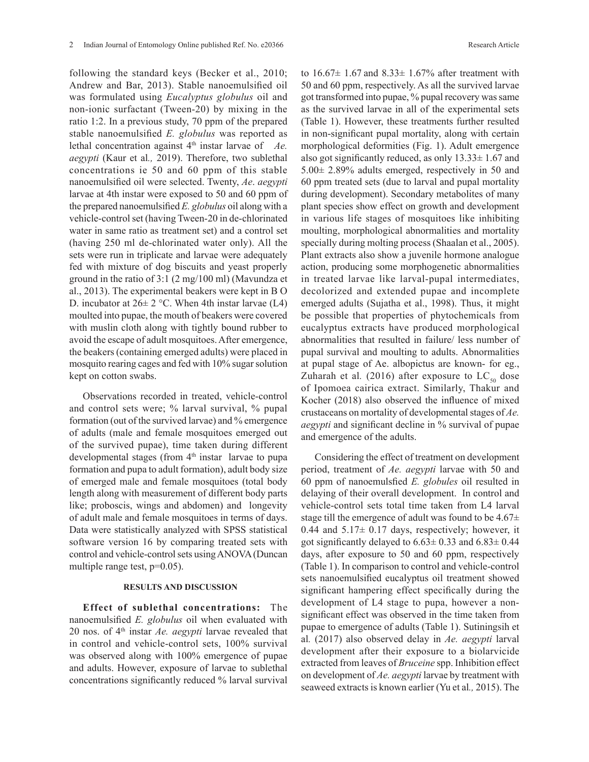following the standard keys (Becker et al., 2010; Andrew and Bar, 2013). Stable nanoemulsified oil was formulated using *Eucalyptus globulus* oil and non-ionic surfactant (Tween-20) by mixing in the ratio 1:2. In a previous study, 70 ppm of the prepared stable nanoemulsified *E. globulus* was reported as lethal concentration against 4$^{th}$ instar larvae of *Ae. aegypti* (Kaur et al*.,* 2019). Therefore, two sublethal concentrations ie 50 and 60 ppm of this stable nanoemulsified oil were selected. Twenty, *Ae*. *aegypti* larvae at 4th instar were exposed to 50 and 60 ppm of the prepared nanoemulsified *E. globulus* oil along with a vehicle-control set (having Tween-20 in de-chlorinated water in same ratio as treatment set) and a control set (having 250 ml de-chlorinated water only). All the sets were run in triplicate and larvae were adequately fed with mixture of dog biscuits and yeast properly ground in the ratio of 3:1 (2 mg/100 ml) (Mavundza et al., 2013). The experimental beakers were kept in B O D. incubator at 26± 2 °C. When 4th instar larvae (L4) moulted into pupae, the mouth of beakers were covered with muslin cloth along with tightly bound rubber to avoid the escape of adult mosquitoes. After emergence, the beakers (containing emerged adults) were placed in mosquito rearing cages and fed with 10% sugar solution kept on cotton swabs.

Observations recorded in treated, vehicle-control and control sets were; % larval survival, % pupal formation (out of the survived larvae) and % emergence of adults (male and female mosquitoes emerged out of the survived pupae), time taken during different developmental stages (from 4$^{th}$ instar larvae to pupa formation and pupa to adult formation), adult body size of emerged male and female mosquitoes (total body length along with measurement of different body parts like; proboscis, wings and abdomen) and longevity of adult male and female mosquitoes in terms of days. Data were statistically analyzed with SPSS statistical software version 16 by comparing treated sets with control and vehicle-control sets using ANOVA (Duncan multiple range test, $p=0.05$).

## RESULTS AND DISCUSSION

**Effect of sublethal concentrations:** The nanoemulsified *E. globulus* oil when evaluated with 20 nos. of 4$^{th}$ instar *Ae. aegypti* larvae revealed that in control and vehicle-control sets, 100% survival was observed along with 100% emergence of pupae and adults. However, exposure of larvae to sublethal concentrations significantly reduced % larval survival to 16.67± 1.67 and 8.33± 1.67% after treatment with 50 and 60 ppm, respectively. As all the survived larvae got transformed into pupae, % pupal recovery was same as the survived larvae in all of the experimental sets (Table 1). However, these treatments further resulted in non-significant pupal mortality, along with certain morphological deformities (Fig. 1). Adult emergence also got significantly reduced, as only 13.33± 1.67 and 5.00± 2.89% adults emerged, respectively in 50 and 60 ppm treated sets (due to larval and pupal mortality during development). Secondary metabolites of many plant species show effect on growth and development in various life stages of mosquitoes like inhibiting moulting, morphological abnormalities and mortality specially during molting process (Shaalan et al., 2005). Plant extracts also show a juvenile hormone analogue action, producing some morphogenetic abnormalities in treated larvae like larval-pupal intermediates, decolorized and extended pupae and incomplete emerged adults (Sujatha et al., 1998). Thus, it might be possible that properties of phytochemicals from eucalyptus extracts have produced morphological abnormalities that resulted in failure/ less number of pupal survival and moulting to adults. Abnormalities at pupal stage of Ae. albopictus are known- for eg., Zuharah et al*.* (2016) after exposure to $LC_{50}$ dose of Ipomoea cairica extract. Similarly, Thakur and Kocher (2018) also observed the influence of mixed crustaceans on mortality of developmental stages of *Ae. aegypti* and significant decline in % survival of pupae and emergence of the adults.

Considering the effect of treatment on development period, treatment of *Ae. aegypti* larvae with 50 and 60 ppm of nanoemulsfied *E. globules* oil resulted in delaying of their overall development. In control and vehicle-control sets total time taken from L4 larval stage till the emergence of adult was found to be 4.67± 0.44 and 5.17± 0.17 days, respectively; however, it got significantly delayed to 6.63± 0.33 and 6.83± 0.44 days, after exposure to 50 and 60 ppm, respectively (Table 1). In comparison to control and vehicle-control sets nanoemulsified eucalyptus oil treatment showed significant hampering effect specifically during the development of L4 stage to pupa, however a non-significant effect was observed in the time taken from pupae to emergence of adults (Table 1). Sutiningsih et al*.* (2017) also observed delay in *Ae. aegypti* larval development after their exposure to a biolarvicide extracted from leaves of *Bruceine* spp. Inhibition effect on development of *Ae. aegypti* larvae by treatment with seaweed extracts is known earlier (Yu et al*.,* 2015). The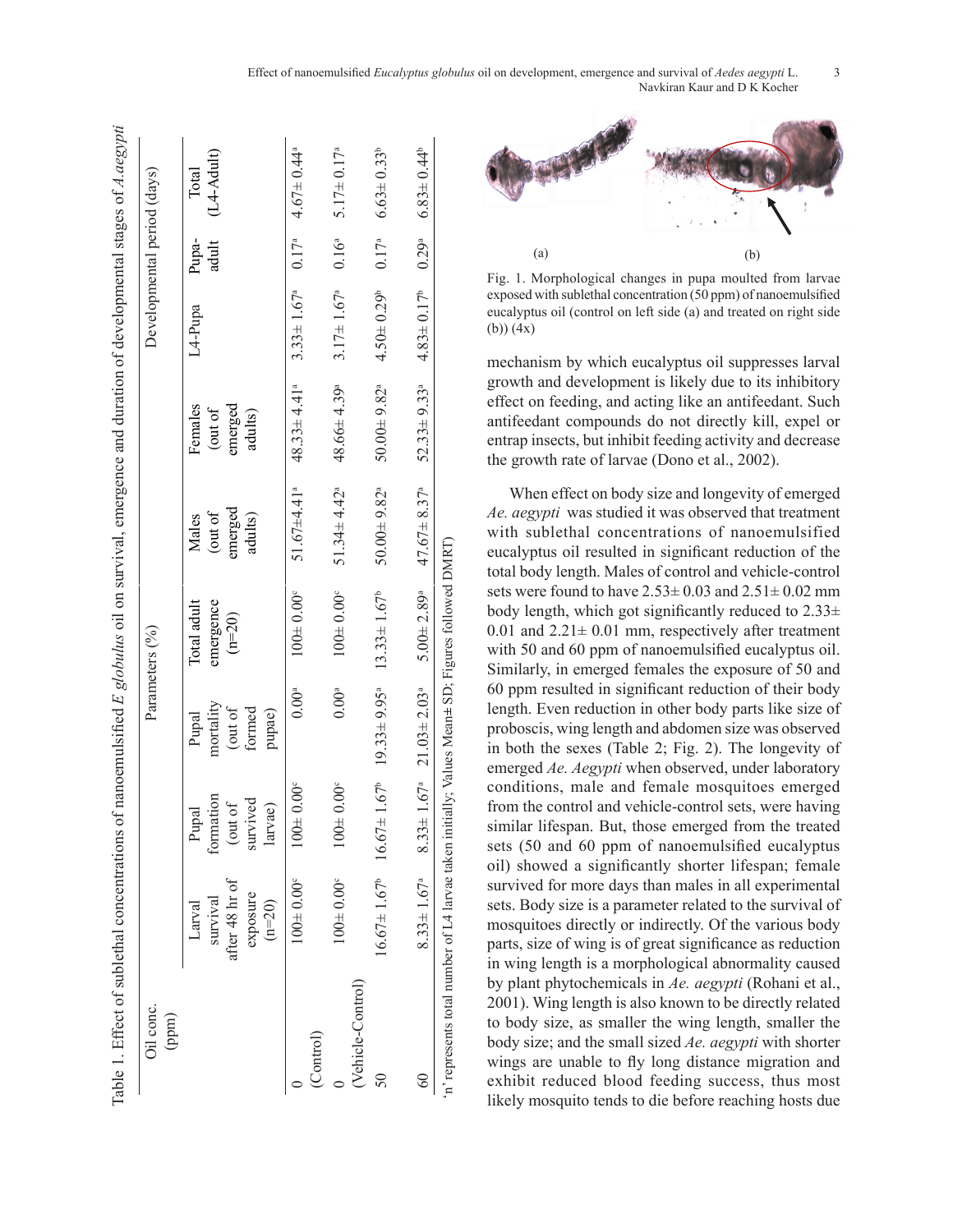Table 1. Effect of sublethal concentrations of nanoemulsified *E globulus* oil on survival, emergence and duration of developmental stages of *A.aegypti*

| Oil conc. (ppm) | Parameters (%) | | | | | | Developmental period (days) | | |
|---|---|---|---|---|---|---|---|---|---|
| | Larval survival after 48 hr of exposure (n=20) | Pupal formation (out of survived larvae) | Pupal mortality (out of formed pupae) | Total adult emergence (n=20) | Males (out of emerged adults) | Females (out of emerged adults) | L4-Pupa | Pupa-adult | Total (L4-Adult) |
| 0 (Control) | 100± 0.00[c] | 100± 0.00[c] | 0.00[a] | 100± 0.00[c] | 51.67±4.41[a] | 48.33± 4.41[a] | 3.33± 1.67[a] | 0.17[a] | 4.67± 0.44[a] |
| 0 (Vehicle-Control) | 100± 0.00[c] | 100± 0.00[c] | 0.00[a] | 100± 0.00[c] | 51.34± 4.42[a] | 48.66± 4.39[a] | 3.17± 1.67[a] | 0.16[a] | 5.17± 0.17[a] |
| 50 | 16.67± 1.67[b] | 16.67± 1.67[b] | 19.33± 9.95[a] | 13.33± 1.67[b] | 50.00± 9.82[a] | 50.00± 9.82[a] | 4.50± 0.29[b] | 0.17[a] | 6.63± 0.33[b] |
| 60 | 8.33± 1.67[a] | 8.33± 1.67[a] | 21.03± 2.03[a] | 5.00± 2.89[a] | 47.67± 8.37[a] | 52.33± 9.33[a] | 4.83± 0.17[b] | 0.29[a] | 6.83± 0.44[b] |

'n' represents total number of L4 larvae taken initially; Values Mean± SD; Figures followed DMRT)

Fig. 1. Morphological changes in pupa moulted from larvae exposed with sublethal concentration (50 ppm) of nanoemulsified eucalyptus oil (control on left side (a) and treated on right side (b)) (4x)

mechanism by which eucalyptus oil suppresses larval growth and development is likely due to its inhibitory effect on feeding, and acting like an antifeedant. Such antifeedant compounds do not directly kill, expel or entrap insects, but inhibit feeding activity and decrease the growth rate of larvae (Dono et al., 2002).

When effect on body size and longevity of emerged *Ae. aegypti* was studied it was observed that treatment with sublethal concentrations of nanoemulsified eucalyptus oil resulted in significant reduction of the total body length. Males of control and vehicle-control sets were found to have 2.53± 0.03 and 2.51± 0.02 mm body length, which got significantly reduced to 2.33± 0.01 and 2.21± 0.01 mm, respectively after treatment with 50 and 60 ppm of nanoemulsified eucalyptus oil. Similarly, in emerged females the exposure of 50 and 60 ppm resulted in significant reduction of their body length. Even reduction in other body parts like size of proboscis, wing length and abdomen size was observed in both the sexes (Table 2; Fig. 2). The longevity of emerged *Ae. Aegypti* when observed, under laboratory conditions, male and female mosquitoes emerged from the control and vehicle-control sets, were having similar lifespan. But, those emerged from the treated sets (50 and 60 ppm of nanoemulsified eucalyptus oil) showed a significantly shorter lifespan; female survived for more days than males in all experimental sets. Body size is a parameter related to the survival of mosquitoes directly or indirectly. Of the various body parts, size of wing is of great significance as reduction in wing length is a morphological abnormality caused by plant phytochemicals in *Ae. aegypti* (Rohani et al., 2001). Wing length is also known to be directly related to body size, as smaller the wing length, smaller the body size; and the small sized *Ae. aegypti* with shorter wings are unable to fly long distance migration and exhibit reduced blood feeding success, thus most likely mosquito tends to die before reaching hosts due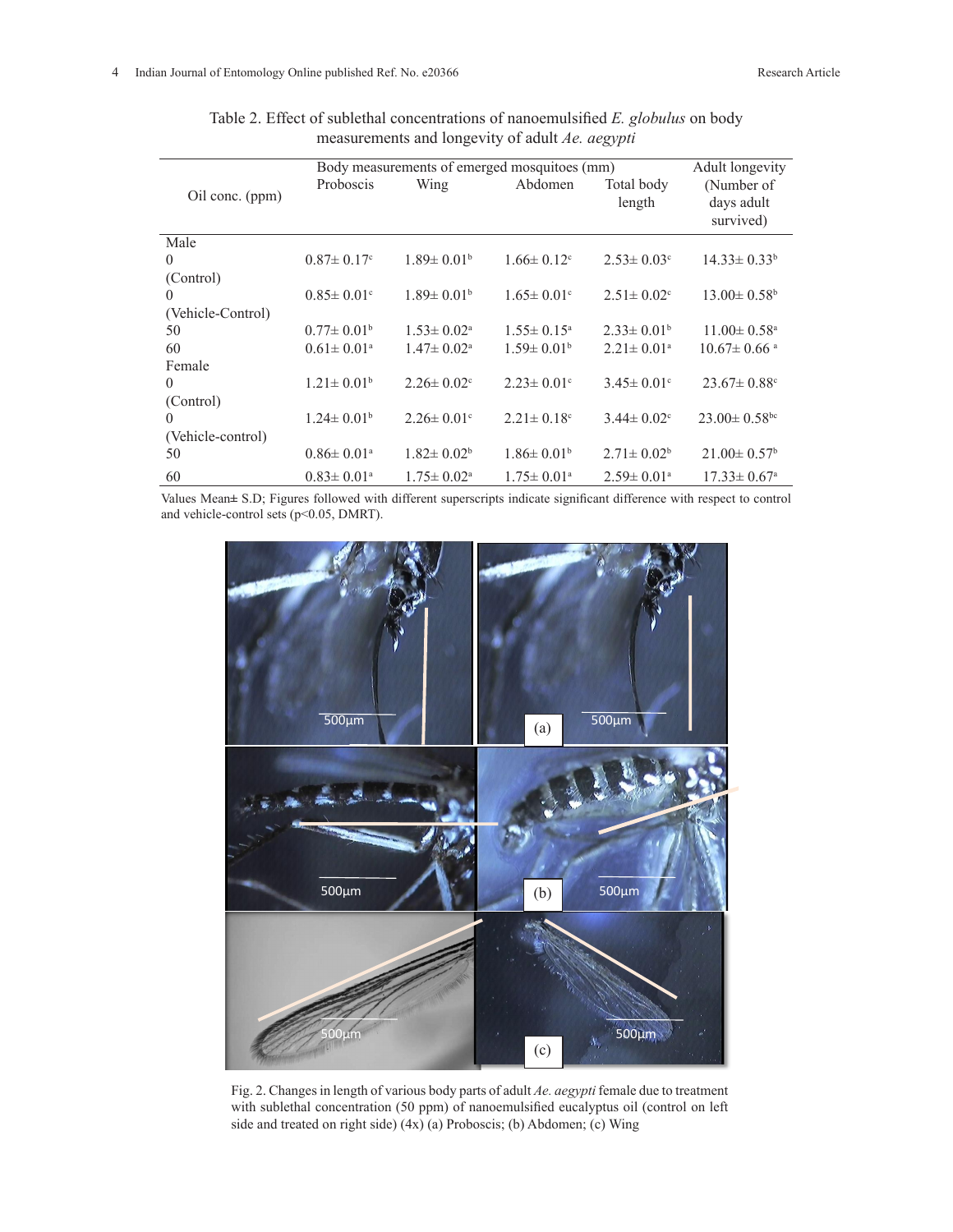Table 2. Effect of sublethal concentrations of nanoemulsified *E. globulus* on body measurements and longevity of adult *Ae. aegypti*

| Oil conc. (ppm) | Body measurements of emerged mosquitoes (mm) Proboscis | Wing | Abdomen | Total body length | Adult longevity (Number of days adult survived) |
|---|---|---|---|---|---|
| Male | | | | | |
| 0 (Control) | 0.87± 0.17$^{c}$ | 1.89± 0.01$^{b}$ | 1.66± 0.12$^{c}$ | 2.53± 0.03$^{c}$ | 14.33± 0.33$^{b}$ |
| 0 (Vehicle-Control) | 0.85± 0.01$^{c}$ | 1.89± 0.01$^{b}$ | 1.65± 0.01$^{c}$ | 2.51± 0.02$^{c}$ | 13.00± 0.58$^{b}$ |
| 50 | 0.77± 0.01$^{b}$ | 1.53± 0.02$^{a}$ | 1.55± 0.15$^{a}$ | 2.33± 0.01$^{b}$ | 11.00± 0.58$^{a}$ |
| 60 | 0.61± 0.01$^{a}$ | 1.47± 0.02$^{a}$ | 1.59± 0.01$^{b}$ | 2.21± 0.01$^{a}$ | 10.67± 0.66$^{a}$ |
| Female | | | | | |
| 0 (Control) | 1.21± 0.01$^{b}$ | 2.26± 0.02$^{c}$ | 2.23± 0.01$^{c}$ | 3.45± 0.01$^{c}$ | 23.67± 0.88$^{c}$ |
| 0 (Vehicle-control) | 1.24± 0.01$^{b}$ | 2.26± 0.01$^{c}$ | 2.21± 0.18$^{c}$ | 3.44± 0.02$^{c}$ | 23.00± 0.58$^{bc}$ |
| 50 | 0.86± 0.01$^{a}$ | 1.82± 0.02$^{b}$ | 1.86± 0.01$^{b}$ | 2.71± 0.02$^{b}$ | 21.00± 0.57$^{b}$ |
| 60 | 0.83± 0.01$^{a}$ | 1.75± 0.02$^{a}$ | 1.75± 0.01$^{a}$ | 2.59± 0.01$^{a}$ | 17.33± 0.67$^{a}$ |

Values Mean± S.D; Figures followed with different superscripts indicate significant difference with respect to control and vehicle-control sets ($p<0.05$, DMRT).

Fig. 2. Changes in length of various body parts of adult *Ae. aegypti* female due to treatment with sublethal concentration (50 ppm) of nanoemulsified eucalyptus oil (control on left side and treated on right side) (4x) (a) Proboscis; (b) Abdomen; (c) Wing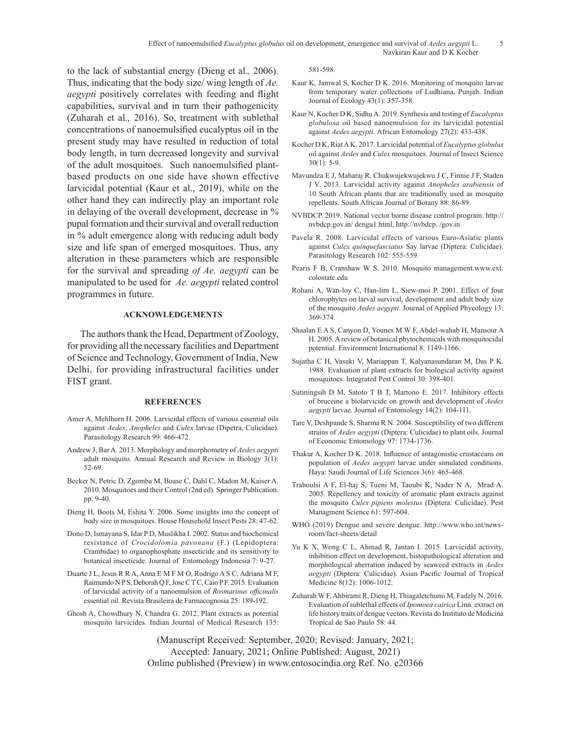to the lack of substantial energy (Dieng et al*.,* 2006). Thus, indicating that the body size/ wing length of *Ae. aegypti* positively correlates with feeding and flight capabilities, survival and in turn their pathogenicity (Zuharah et al*.,* 2016). So, treatment with sublethal concentrations of nanoemulsified eucalyptus oil in the present study may have resulted in reduction of total body length, in turn decreased longevity and survival of the adult mosquitoes. Such nanoemulsified plant-based products on one side have shown effective larvicidal potential (Kaur et al., 2019), while on the other hand they can indirectly play an important role in delaying of the overall development, decrease in % pupal formation and their survival and overall reduction in % adult emergence along with reducing adult body size and life span of emerged mosquitoes. Thus, any alteration in these parameters which are responsible for the survival and spreading *of Ae. aegypti* can be manipulated to be used for *Ae. aegypti* related control programmes in future.

## ACKNOWLEDGEMENTS

The authors thank the Head, Department of Zoology, for providing all the necessary facilities and Department of Science and Technology, Government of India, New Delhi, for providing infrastructural facilities under FIST grant.

## REFERENCES

Amer A, Mehlhorn H. 2006. Larvicidal effects of various essential oils against *Aedes*, *Anopheles* and *Culex* larvae (Dipetra, Culicidae). Parasitology Research 99: 466-472.

Andrew J, Bar A. 2013. Morphology and morphometry of *Aedes aegypti* adult mosquito. Annual Research and Review in Biology 3(1): 52-69.

Becker N, Petric D, Zgomba M, Boase C, Dahl C, Madon M, Kaiser A. 2010. Mosquitoes and their Control (2nd ed)*.* Springer Publication. pp. 9-40.

Dieng H, Boots M, Eshita Y. 2006. Some insights into the concept of body size in mosquitoes. House Household Insect Pests 28: 47-62.

Dono D, Ismayana S, Idar P D, Muslikha I. 2002. Status and biochemical resistance of *Crocidolomia pavonana* (F.) (Lepidoptera: Crambidae) to organophosphate insecticide and its sensitivity to botanical insecticide. Journal of Entomology Indonesia 7: 9-27.

Duarte J L, Jesus R R A, Anna E M F M O, Rodrigo A S C, Adriana M F, Raimundo N P S, Deborah Q F, Jose C T C, Caio P F. 2015. Evaluation of larvicidal activity of a nanoemulsion of *Rosmarinus officinalis* essential oil. Revista Brasileira de Farmacognosia 25: 189-192.

Ghosh A, Chowdhury N, Chandra G. 2012. Plant extracts as potential mosquito larvicides. Indian Journal of Medical Research 135: 581-598.

Kaur K, Jamwal S, Kocher D K. 2016. Monitoring of mosquito larvae from temporary water collections of Ludhiana, Punjab. Indian Journal of Ecology 43(1): 357-358.

Kaur N, Kocher D K, Sidhu A. 2019. Synthesis and testing of *Eucalyptus globulosa* oil based nanoemulsion for its larvicidal potential against *Aedes aegypti.* African Entomology 27(2): 433-438.

Kocher D K, Riat A K. 2017. Larvicidal potential of *Eucalyptus globulus* oil against *Aedes* and *Culex* mosquitoes. Journal of Insect Science 30(1): 5-9.

Mavundza E J, Maharaj R, Chukwujekwujekwu J C, Finnie J F, Staden J V. 2013. Larvicidal activity against *Anopheles arabiensis* of 10 South African plants that are traditionally used as mosquito repellents. South African Journal of Botany 88: 86-89.

NVBDCP. 2019. National vector borne disease control program. http://nvbdcp.gov.in/ dengu1.html, http://nvbdcp. /gov.in

Pavela R. 2008. Larvicidal effects of various Euro-Asiatic plants against *Culex quinquefasciatus* Say larvae (Diptera: Culicidae). Parasitology Research 102: 555-559.

Pearis F B, Cranshaw W S. 2010. Mosquito management.www.ext.colostate.edu

Rohani A, Wan-loy C, Han-lim L, Siew-moi P. 2001. Effect of four chlorophytes on larval survival, development and adult body size of the mosquito *Aedes aegypti*. Journal of Applied Phycology 13: 369-374.

Shaalan E A S, Canyon D, Younes M W F, Abdel-wahab H, Mansour A H. 2005. A review of botanical phytochemicals with mosquitocidal potential. Environment International 8: 1149-1166.

Sujatha C H, Vasuki V, Mariappan T, Kalyanasundaran M, Das P K. 1988. Evaluation of plant extracts for biological activity against mosquitoes. Integrated Pest Control 30: 398-401.

Sutiningsih D M, Satoto T B T, Martono E. 2017. Inhibitory effects of bruceine a biolarvicide on growth and development of *Aedes aegypti* larvae. Journal of Entomology 14(2): 104-111.

Tare V, Deshpande S, Sharma R N. 2004. Susceptibility of two different strains of *Aedes aegypti* (Diptera: Culicidae) to plant oils. Journal of Economic Entomology 97: 1734-1736.

Thakur A, Kocher D K. 2018. Influence of antagonistic crustaceans on population of *Aedes aegypti* larvae under simulated conditions. Haya: Saudi Journal of Life Sciences 3(6): 465-468.

Traboulsi A F, El-haj S, Tueni M, Taoubi K, Nader N A, Mrad A. 2005. Repellency and toxicity of aromatic plant extracts against the mosquito *Culex pipiens molestus* (Diptera: Culicidae). Pest Managment Science 61: 597-604.

WHO (2019) Dengue and severe dengue. http://www.who.int/news-room/fact-sheets/detail

Yu K X, Wong C L, Ahmad R, Jantan I. 2015. Larvicidal activity, inhibition effect on development, histopathological alteration and morphological aberration induced by seaweed extracts in *Aedes aegypti* (Diptera: Culicidae). Asian Pacific Journal of Tropical Medicine 8(12): 1006-1012.

Zuharah W F, Ahbirami R, Dieng H, Thiagaletchumi M, Fadzly N. 2016. Evaluation of sublethal effects of *Ipomoea cairica* Linn. extract on life history traits of dengue vectors. Revista do Instituto de Medicina Tropical de Sao Paulo 58: 44.

(Manuscript Received: September, 2020; Revised: January, 2021;
Accepted: January, 2021; Online Published: August, 2021)
Online published (Preview) in www.entosocindia.org Ref. No. e20366